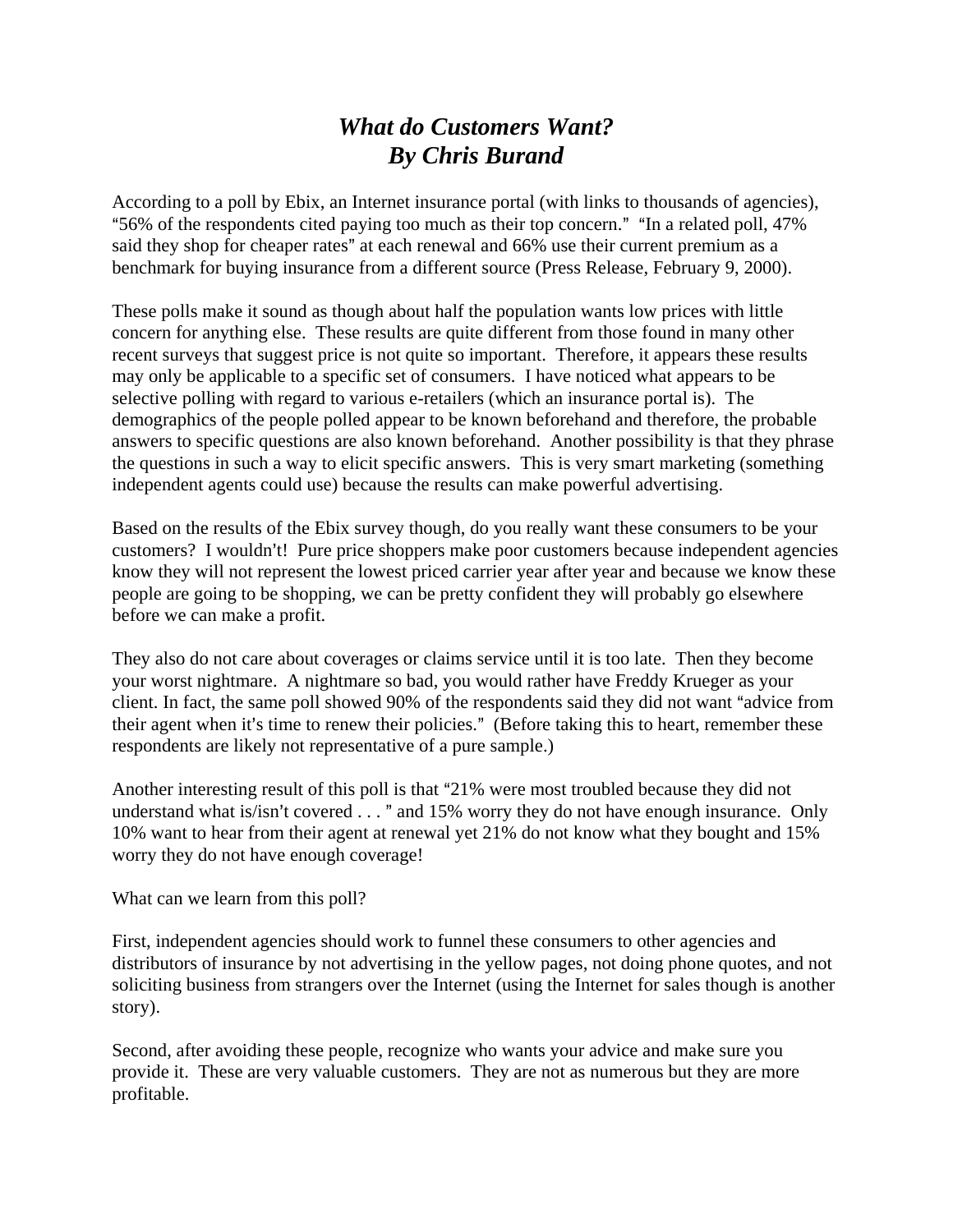# *What do Customers Want?*
# *By Chris Burand*

According to a poll by Ebix, an Internet insurance portal (with links to thousands of agencies), "56% of the respondents cited paying too much as their top concern." "In a related poll, 47% said they shop for cheaper rates" at each renewal and 66% use their current premium as a benchmark for buying insurance from a different source (Press Release, February 9, 2000).

These polls make it sound as though about half the population wants low prices with little concern for anything else. These results are quite different from those found in many other recent surveys that suggest price is not quite so important. Therefore, it appears these results may only be applicable to a specific set of consumers. I have noticed what appears to be selective polling with regard to various e-retailers (which an insurance portal is). The demographics of the people polled appear to be known beforehand and therefore, the probable answers to specific questions are also known beforehand. Another possibility is that they phrase the questions in such a way to elicit specific answers. This is very smart marketing (something independent agents could use) because the results can make powerful advertising.

Based on the results of the Ebix survey though, do you really want these consumers to be your customers? I wouldn't! Pure price shoppers make poor customers because independent agencies know they will not represent the lowest priced carrier year after year and because we know these people are going to be shopping, we can be pretty confident they will probably go elsewhere before we can make a profit.

They also do not care about coverages or claims service until it is too late. Then they become your worst nightmare. A nightmare so bad, you would rather have Freddy Krueger as your client. In fact, the same poll showed 90% of the respondents said they did not want "advice from their agent when it's time to renew their policies." (Before taking this to heart, remember these respondents are likely not representative of a pure sample.)

Another interesting result of this poll is that "21% were most troubled because they did not understand what is/isn't covered . . . " and 15% worry they do not have enough insurance. Only 10% want to hear from their agent at renewal yet 21% do not know what they bought and 15% worry they do not have enough coverage!

What can we learn from this poll?

First, independent agencies should work to funnel these consumers to other agencies and distributors of insurance by not advertising in the yellow pages, not doing phone quotes, and not soliciting business from strangers over the Internet (using the Internet for sales though is another story).

Second, after avoiding these people, recognize who wants your advice and make sure you provide it. These are very valuable customers. They are not as numerous but they are more profitable.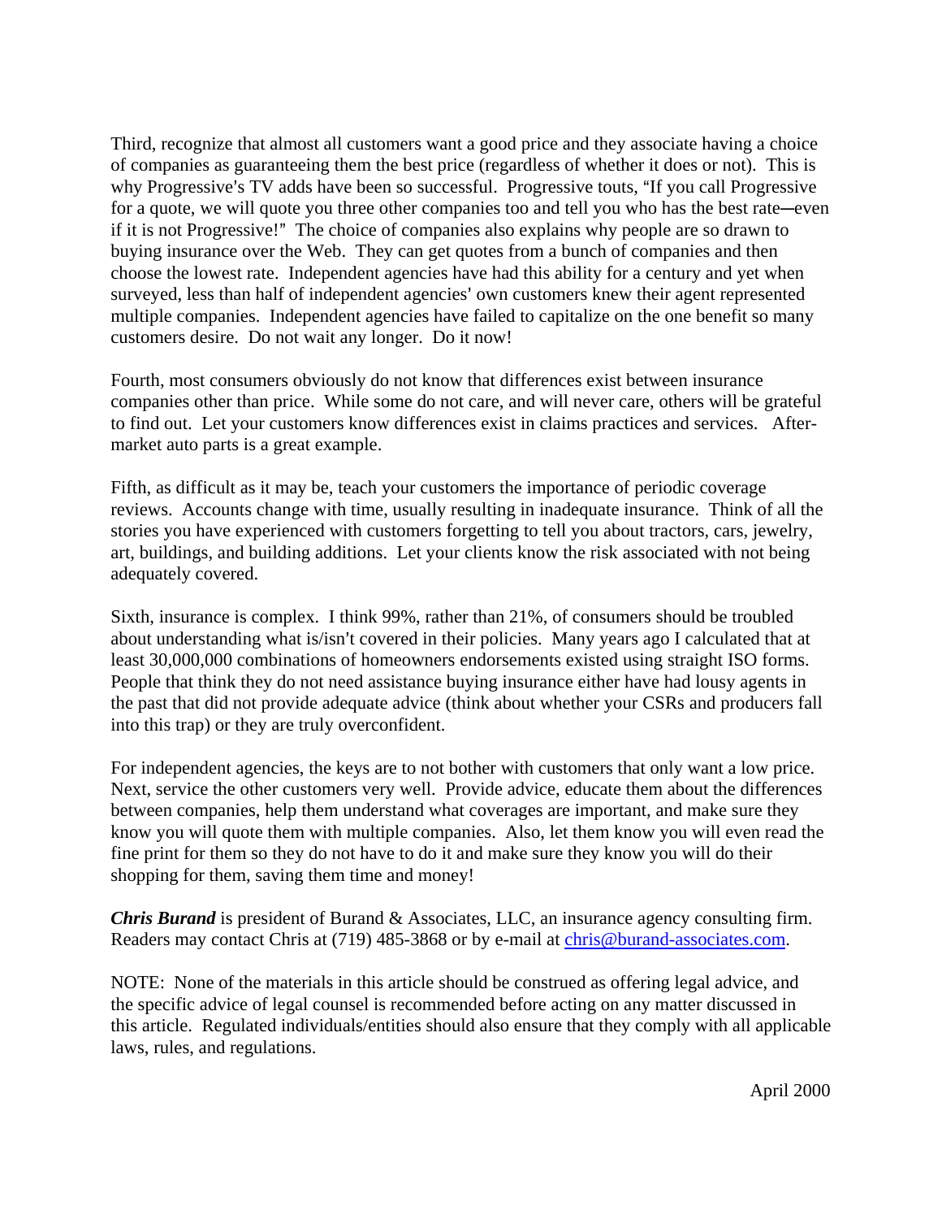Third, recognize that almost all customers want a good price and they associate having a choice of companies as guaranteeing them the best price (regardless of whether it does or not). This is why Progressive's TV adds have been so successful. Progressive touts, "If you call Progressive for a quote, we will quote you three other companies too and tell you who has the best rate—even if it is not Progressive!" The choice of companies also explains why people are so drawn to buying insurance over the Web. They can get quotes from a bunch of companies and then choose the lowest rate. Independent agencies have had this ability for a century and yet when surveyed, less than half of independent agencies' own customers knew their agent represented multiple companies. Independent agencies have failed to capitalize on the one benefit so many customers desire. Do not wait any longer. Do it now!

Fourth, most consumers obviously do not know that differences exist between insurance companies other than price. While some do not care, and will never care, others will be grateful to find out. Let your customers know differences exist in claims practices and services. After-market auto parts is a great example.

Fifth, as difficult as it may be, teach your customers the importance of periodic coverage reviews. Accounts change with time, usually resulting in inadequate insurance. Think of all the stories you have experienced with customers forgetting to tell you about tractors, cars, jewelry, art, buildings, and building additions. Let your clients know the risk associated with not being adequately covered.

Sixth, insurance is complex. I think 99%, rather than 21%, of consumers should be troubled about understanding what is/isn't covered in their policies. Many years ago I calculated that at least 30,000,000 combinations of homeowners endorsements existed using straight ISO forms. People that think they do not need assistance buying insurance either have had lousy agents in the past that did not provide adequate advice (think about whether your CSRs and producers fall into this trap) or they are truly overconfident.

For independent agencies, the keys are to not bother with customers that only want a low price. Next, service the other customers very well. Provide advice, educate them about the differences between companies, help them understand what coverages are important, and make sure they know you will quote them with multiple companies. Also, let them know you will even read the fine print for them so they do not have to do it and make sure they know you will do their shopping for them, saving them time and money!

***Chris Burand*** is president of Burand & Associates, LLC, an insurance agency consulting firm. Readers may contact Chris at (719) 485-3868 or by e-mail at chris@burand-associates.com.

NOTE: None of the materials in this article should be construed as offering legal advice, and the specific advice of legal counsel is recommended before acting on any matter discussed in this article. Regulated individuals/entities should also ensure that they comply with all applicable laws, rules, and regulations.

April 2000